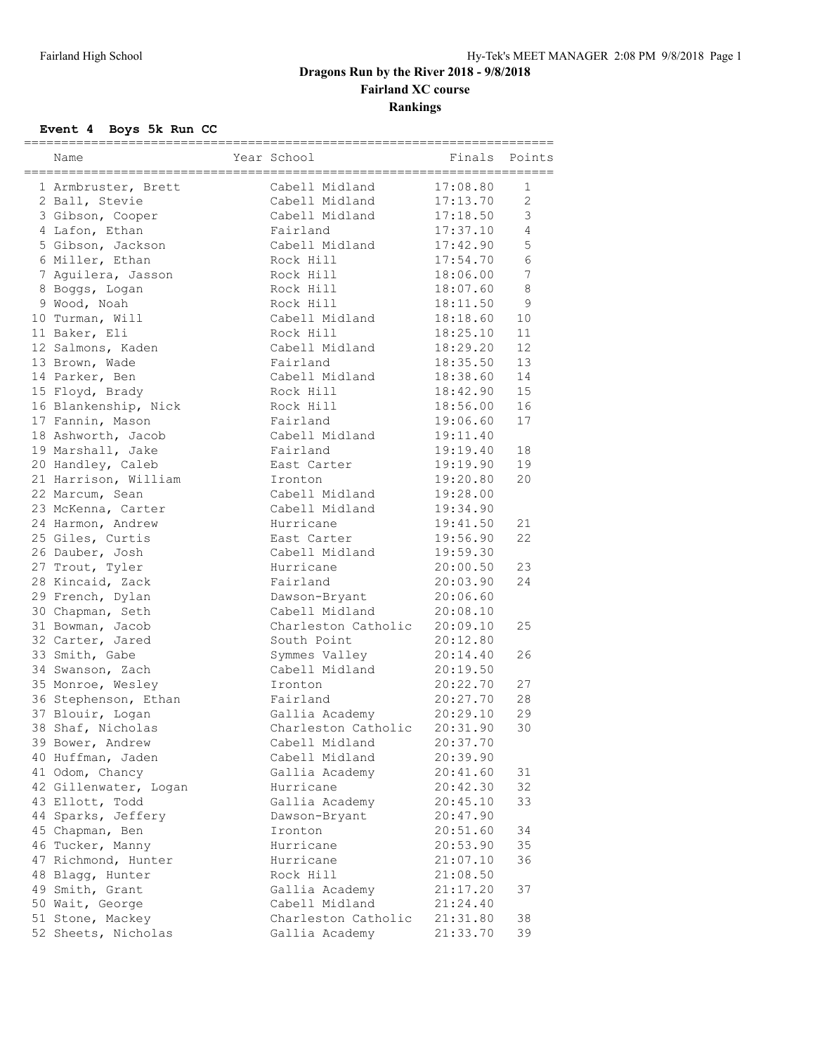# Dragons Run by the River 2018 - 9/8/2018

## Fairland XC course

## Rankings

### Event 4 Boys 5k Run CC

| | Name | Year | School | Finals | Points |
|---|---|---|---|---|---|
| 1 | Armbruster, Brett | | Cabell Midland | 17:08.80 | 1 |
| 2 | Ball, Stevie | | Cabell Midland | 17:13.70 | 2 |
| 3 | Gibson, Cooper | | Cabell Midland | 17:18.50 | 3 |
| 4 | Lafon, Ethan | | Fairland | 17:37.10 | 4 |
| 5 | Gibson, Jackson | | Cabell Midland | 17:42.90 | 5 |
| 6 | Miller, Ethan | | Rock Hill | 17:54.70 | 6 |
| 7 | Aguilera, Jasson | | Rock Hill | 18:06.00 | 7 |
| 8 | Boggs, Logan | | Rock Hill | 18:07.60 | 8 |
| 9 | Wood, Noah | | Rock Hill | 18:11.50 | 9 |
| 10 | Turman, Will | | Cabell Midland | 18:18.60 | 10 |
| 11 | Baker, Eli | | Rock Hill | 18:25.10 | 11 |
| 12 | Salmons, Kaden | | Cabell Midland | 18:29.20 | 12 |
| 13 | Brown, Wade | | Fairland | 18:35.50 | 13 |
| 14 | Parker, Ben | | Cabell Midland | 18:38.60 | 14 |
| 15 | Floyd, Brady | | Rock Hill | 18:42.90 | 15 |
| 16 | Blankenship, Nick | | Rock Hill | 18:56.00 | 16 |
| 17 | Fannin, Mason | | Fairland | 19:06.60 | 17 |
| 18 | Ashworth, Jacob | | Cabell Midland | 19:11.40 | |
| 19 | Marshall, Jake | | Fairland | 19:19.40 | 18 |
| 20 | Handley, Caleb | | East Carter | 19:19.90 | 19 |
| 21 | Harrison, William | | Ironton | 19:20.80 | 20 |
| 22 | Marcum, Sean | | Cabell Midland | 19:28.00 | |
| 23 | McKenna, Carter | | Cabell Midland | 19:34.90 | |
| 24 | Harmon, Andrew | | Hurricane | 19:41.50 | 21 |
| 25 | Giles, Curtis | | East Carter | 19:56.90 | 22 |
| 26 | Dauber, Josh | | Cabell Midland | 19:59.30 | |
| 27 | Trout, Tyler | | Hurricane | 20:00.50 | 23 |
| 28 | Kincaid, Zack | | Fairland | 20:03.90 | 24 |
| 29 | French, Dylan | | Dawson-Bryant | 20:06.60 | |
| 30 | Chapman, Seth | | Cabell Midland | 20:08.10 | |
| 31 | Bowman, Jacob | | Charleston Catholic | 20:09.10 | 25 |
| 32 | Carter, Jared | | South Point | 20:12.80 | |
| 33 | Smith, Gabe | | Symmes Valley | 20:14.40 | 26 |
| 34 | Swanson, Zach | | Cabell Midland | 20:19.50 | |
| 35 | Monroe, Wesley | | Ironton | 20:22.70 | 27 |
| 36 | Stephenson, Ethan | | Fairland | 20:27.70 | 28 |
| 37 | Blouir, Logan | | Gallia Academy | 20:29.10 | 29 |
| 38 | Shaf, Nicholas | | Charleston Catholic | 20:31.90 | 30 |
| 39 | Bower, Andrew | | Cabell Midland | 20:37.70 | |
| 40 | Huffman, Jaden | | Cabell Midland | 20:39.90 | |
| 41 | Odom, Chancy | | Gallia Academy | 20:41.60 | 31 |
| 42 | Gillenwater, Logan | | Hurricane | 20:42.30 | 32 |
| 43 | Ellott, Todd | | Gallia Academy | 20:45.10 | 33 |
| 44 | Sparks, Jeffery | | Dawson-Bryant | 20:47.90 | |
| 45 | Chapman, Ben | | Ironton | 20:51.60 | 34 |
| 46 | Tucker, Manny | | Hurricane | 20:53.90 | 35 |
| 47 | Richmond, Hunter | | Hurricane | 21:07.10 | 36 |
| 48 | Blagg, Hunter | | Rock Hill | 21:08.50 | |
| 49 | Smith, Grant | | Gallia Academy | 21:17.20 | 37 |
| 50 | Wait, George | | Cabell Midland | 21:24.40 | |
| 51 | Stone, Mackey | | Charleston Catholic | 21:31.80 | 38 |
| 52 | Sheets, Nicholas | | Gallia Academy | 21:33.70 | 39 |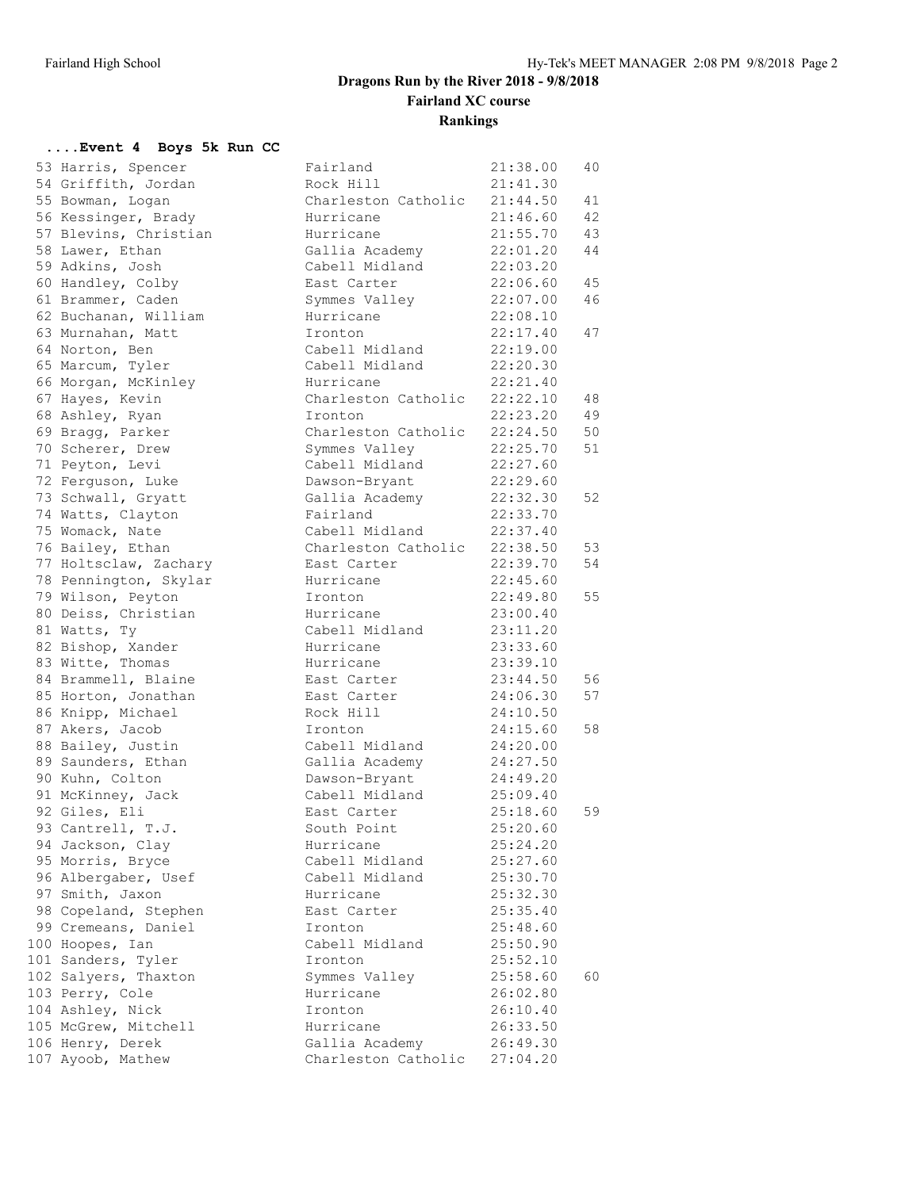# Dragons Run by the River 2018 - 9/8/2018

## Fairland XC course

## Rankings

### ....Event 4 Boys 5k Run CC

| Place | Name | School | Time | Points |
|---|---|---|---|---|
| 53 | Harris, Spencer | Fairland | 21:38.00 | 40 |
| 54 | Griffith, Jordan | Rock Hill | 21:41.30 | |
| 55 | Bowman, Logan | Charleston Catholic | 21:44.50 | 41 |
| 56 | Kessinger, Brady | Hurricane | 21:46.60 | 42 |
| 57 | Blevins, Christian | Hurricane | 21:55.70 | 43 |
| 58 | Lawer, Ethan | Gallia Academy | 22:01.20 | 44 |
| 59 | Adkins, Josh | Cabell Midland | 22:03.20 | |
| 60 | Handley, Colby | East Carter | 22:06.60 | 45 |
| 61 | Brammer, Caden | Symmes Valley | 22:07.00 | 46 |
| 62 | Buchanan, William | Hurricane | 22:08.10 | |
| 63 | Murnahan, Matt | Ironton | 22:17.40 | 47 |
| 64 | Norton, Ben | Cabell Midland | 22:19.00 | |
| 65 | Marcum, Tyler | Cabell Midland | 22:20.30 | |
| 66 | Morgan, McKinley | Hurricane | 22:21.40 | |
| 67 | Hayes, Kevin | Charleston Catholic | 22:22.10 | 48 |
| 68 | Ashley, Ryan | Ironton | 22:23.20 | 49 |
| 69 | Bragg, Parker | Charleston Catholic | 22:24.50 | 50 |
| 70 | Scherer, Drew | Symmes Valley | 22:25.70 | 51 |
| 71 | Peyton, Levi | Cabell Midland | 22:27.60 | |
| 72 | Ferguson, Luke | Dawson-Bryant | 22:29.60 | |
| 73 | Schwall, Gryatt | Gallia Academy | 22:32.30 | 52 |
| 74 | Watts, Clayton | Fairland | 22:33.70 | |
| 75 | Womack, Nate | Cabell Midland | 22:37.40 | |
| 76 | Bailey, Ethan | Charleston Catholic | 22:38.50 | 53 |
| 77 | Holtsclaw, Zachary | East Carter | 22:39.70 | 54 |
| 78 | Pennington, Skylar | Hurricane | 22:45.60 | |
| 79 | Wilson, Peyton | Ironton | 22:49.80 | 55 |
| 80 | Deiss, Christian | Hurricane | 23:00.40 | |
| 81 | Watts, Ty | Cabell Midland | 23:11.20 | |
| 82 | Bishop, Xander | Hurricane | 23:33.60 | |
| 83 | Witte, Thomas | Hurricane | 23:39.10 | |
| 84 | Brammell, Blaine | East Carter | 23:44.50 | 56 |
| 85 | Horton, Jonathan | East Carter | 24:06.30 | 57 |
| 86 | Knipp, Michael | Rock Hill | 24:10.50 | |
| 87 | Akers, Jacob | Ironton | 24:15.60 | 58 |
| 88 | Bailey, Justin | Cabell Midland | 24:20.00 | |
| 89 | Saunders, Ethan | Gallia Academy | 24:27.50 | |
| 90 | Kuhn, Colton | Dawson-Bryant | 24:49.20 | |
| 91 | McKinney, Jack | Cabell Midland | 25:09.40 | |
| 92 | Giles, Eli | East Carter | 25:18.60 | 59 |
| 93 | Cantrell, T.J. | South Point | 25:20.60 | |
| 94 | Jackson, Clay | Hurricane | 25:24.20 | |
| 95 | Morris, Bryce | Cabell Midland | 25:27.60 | |
| 96 | Albergaber, Usef | Cabell Midland | 25:30.70 | |
| 97 | Smith, Jaxon | Hurricane | 25:32.30 | |
| 98 | Copeland, Stephen | East Carter | 25:35.40 | |
| 99 | Cremeans, Daniel | Ironton | 25:48.60 | |
| 100 | Hoopes, Ian | Cabell Midland | 25:50.90 | |
| 101 | Sanders, Tyler | Ironton | 25:52.10 | |
| 102 | Salyers, Thaxton | Symmes Valley | 25:58.60 | 60 |
| 103 | Perry, Cole | Hurricane | 26:02.80 | |
| 104 | Ashley, Nick | Ironton | 26:10.40 | |
| 105 | McGrew, Mitchell | Hurricane | 26:33.50 | |
| 106 | Henry, Derek | Gallia Academy | 26:49.30 | |
| 107 | Ayoob, Mathew | Charleston Catholic | 27:04.20 | |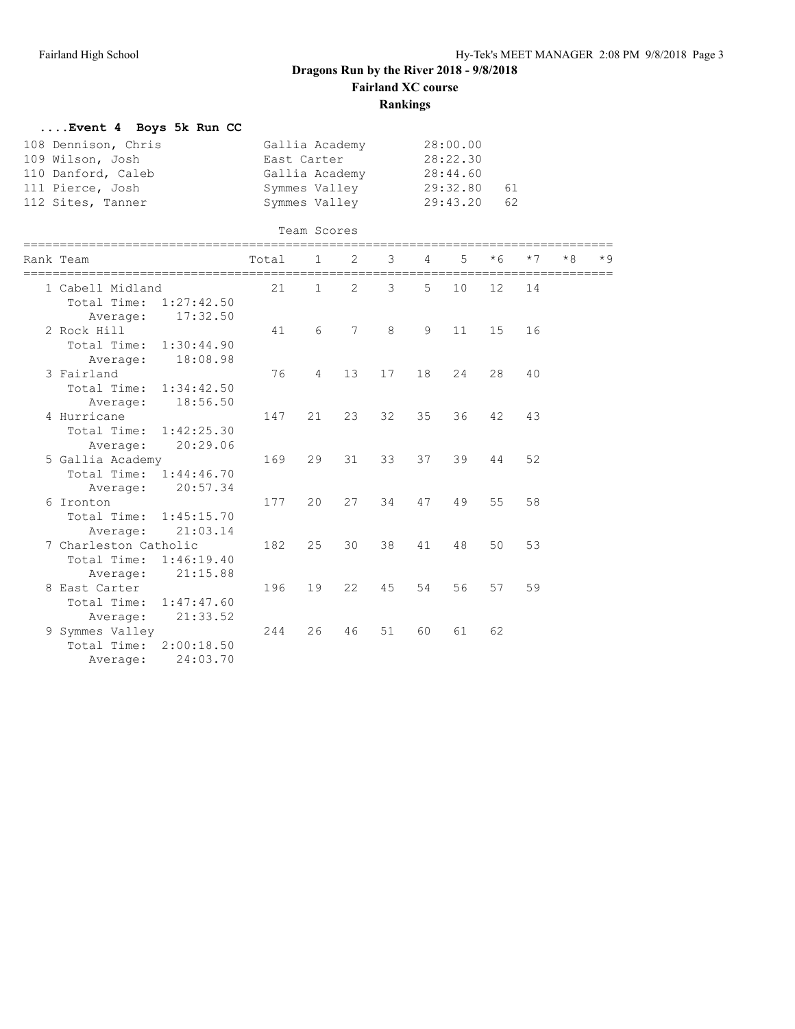## Dragons Run by the River 2018 - 9/8/2018

**Fairland XC course**

**Rankings**

### ....Event 4 Boys 5k Run CC

| | | | | |
|---|---|---|---|---|
| 108 | Dennison, Chris | Gallia Academy | 28:00.00 | |
| 109 | Wilson, Josh | East Carter | 28:22.30 | |
| 110 | Danford, Caleb | Gallia Academy | 28:44.60 | |
| 111 | Pierce, Josh | Symmes Valley | 29:32.80 | 61 |
| 112 | Sites, Tanner | Symmes Valley | 29:43.20 | 62 |

Team Scores

| Rank | Team | Total | 1 | 2 | 3 | 4 | 5 | *6 | *7 | *8 | *9 |
|---|---|---|---|---|---|---|---|---|---|---|---|
| 1 | Cabell Midland | 21 | 1 | 2 | 3 | 5 | 10 | 12 | 14 | | |
| | Total Time: 1:27:42.50 | | | | | | | | | | |
| | Average: 17:32.50 | | | | | | | | | | |
| 2 | Rock Hill | 41 | 6 | 7 | 8 | 9 | 11 | 15 | 16 | | |
| | Total Time: 1:30:44.90 | | | | | | | | | | |
| | Average: 18:08.98 | | | | | | | | | | |
| 3 | Fairland | 76 | 4 | 13 | 17 | 18 | 24 | 28 | 40 | | |
| | Total Time: 1:34:42.50 | | | | | | | | | | |
| | Average: 18:56.50 | | | | | | | | | | |
| 4 | Hurricane | 147 | 21 | 23 | 32 | 35 | 36 | 42 | 43 | | |
| | Total Time: 1:42:25.30 | | | | | | | | | | |
| | Average: 20:29.06 | | | | | | | | | | |
| 5 | Gallia Academy | 169 | 29 | 31 | 33 | 37 | 39 | 44 | 52 | | |
| | Total Time: 1:44:46.70 | | | | | | | | | | |
| | Average: 20:57.34 | | | | | | | | | | |
| 6 | Ironton | 177 | 20 | 27 | 34 | 47 | 49 | 55 | 58 | | |
| | Total Time: 1:45:15.70 | | | | | | | | | | |
| | Average: 21:03.14 | | | | | | | | | | |
| 7 | Charleston Catholic | 182 | 25 | 30 | 38 | 41 | 48 | 50 | 53 | | |
| | Total Time: 1:46:19.40 | | | | | | | | | | |
| | Average: 21:15.88 | | | | | | | | | | |
| 8 | East Carter | 196 | 19 | 22 | 45 | 54 | 56 | 57 | 59 | | |
| | Total Time: 1:47:47.60 | | | | | | | | | | |
| | Average: 21:33.52 | | | | | | | | | | |
| 9 | Symmes Valley | 244 | 26 | 46 | 51 | 60 | 61 | 62 | | | |
| | Total Time: 2:00:18.50 | | | | | | | | | | |
| | Average: 24:03.70 | | | | | | | | | | |